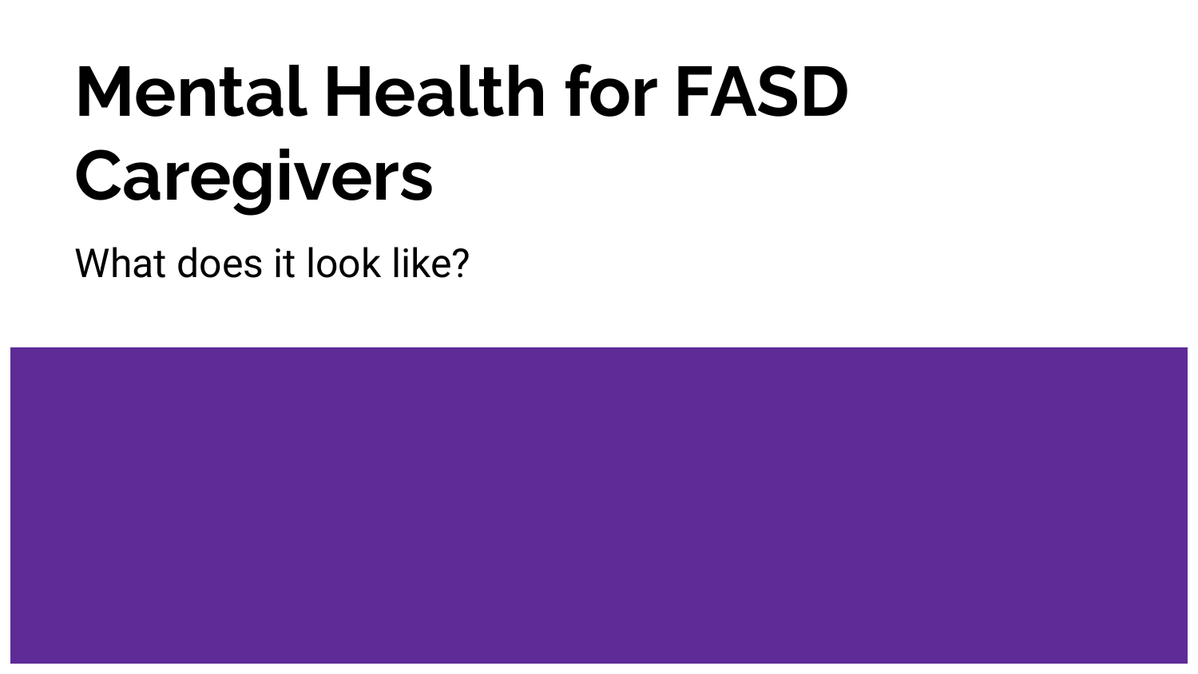# Mental Health for FASD Caregivers

What does it look like?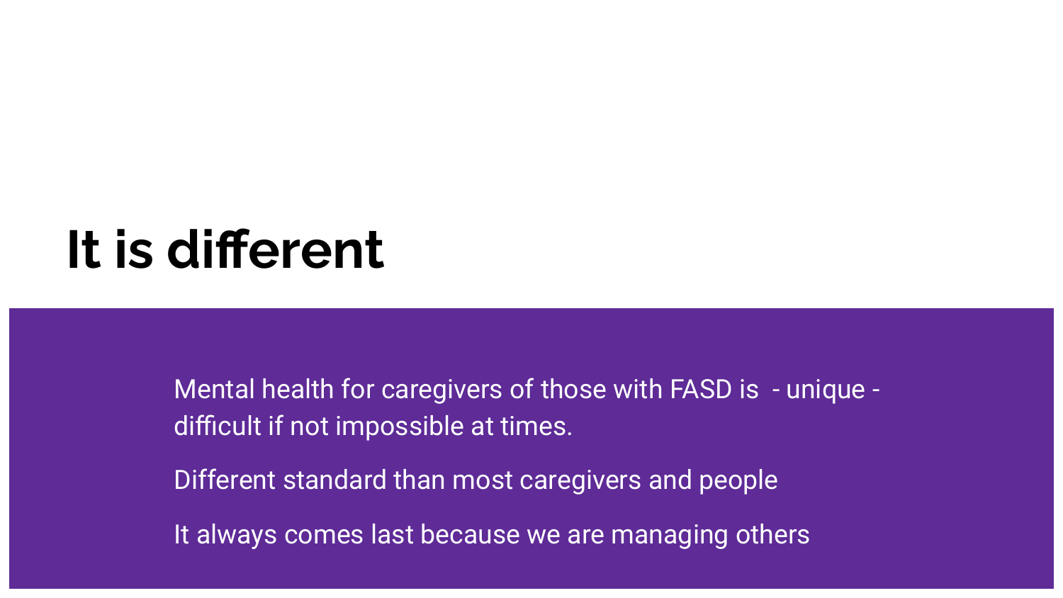# It is different

Mental health for caregivers of those with FASD is - unique - difficult if not impossible at times.

Different standard than most caregivers and people

It always comes last because we are managing others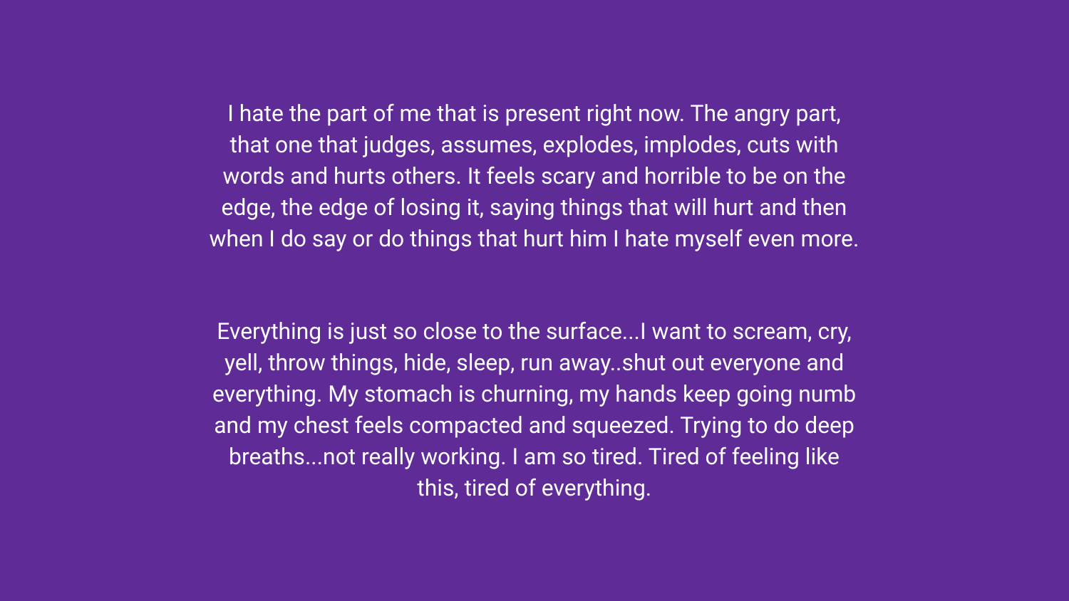I hate the part of me that is present right now. The angry part, that one that judges, assumes, explodes, implodes, cuts with words and hurts others. It feels scary and horrible to be on the edge, the edge of losing it, saying things that will hurt and then when I do say or do things that hurt him I hate myself even more.

Everything is just so close to the surface...I want to scream, cry, yell, throw things, hide, sleep, run away..shut out everyone and everything. My stomach is churning, my hands keep going numb and my chest feels compacted and squeezed. Trying to do deep breaths...not really working. I am so tired. Tired of feeling like this, tired of everything.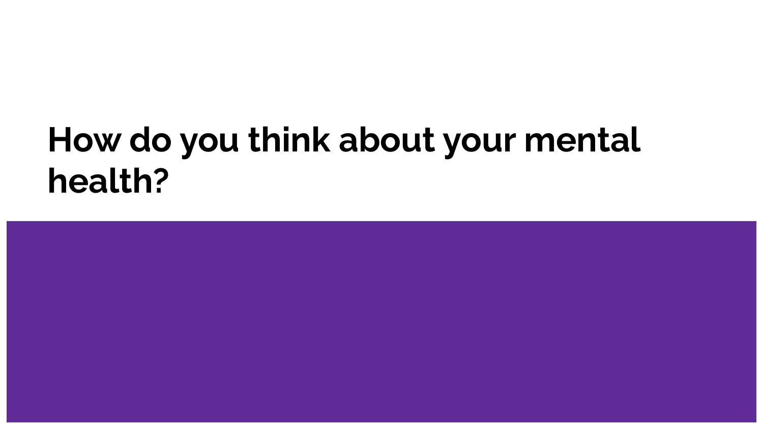# How do you think about your mental health?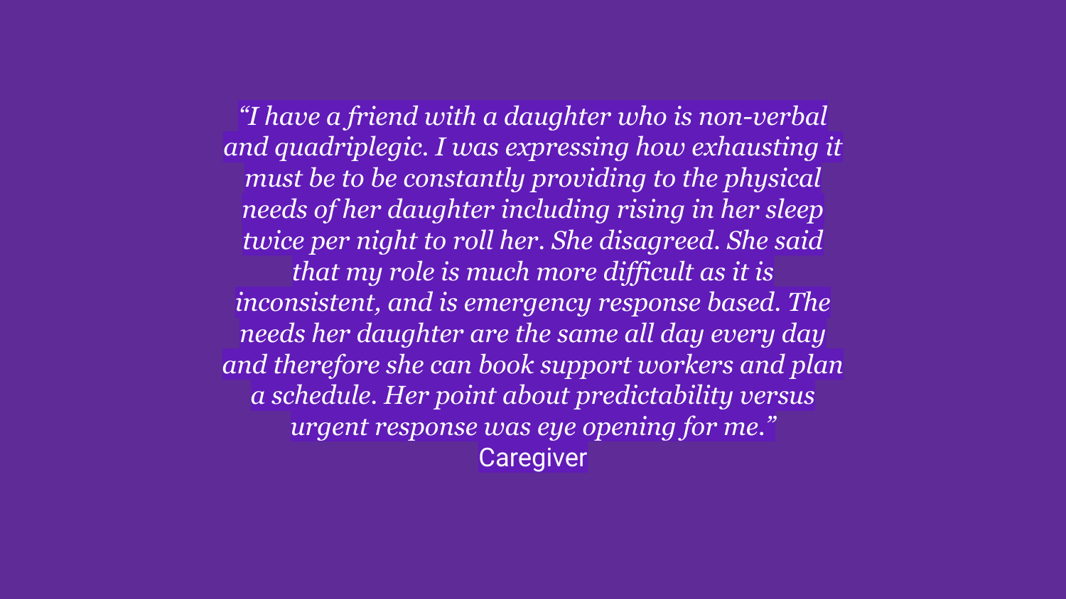*"I have a friend with a daughter who is non-verbal and quadriplegic. I was expressing how exhausting it must be to be constantly providing to the physical needs of her daughter including rising in her sleep twice per night to roll her. She disagreed. She said that my role is much more difficult as it is inconsistent, and is emergency response based. The needs her daughter are the same all day every day and therefore she can book support workers and plan a schedule. Her point about predictability versus urgent response was eye opening for me."*

Caregiver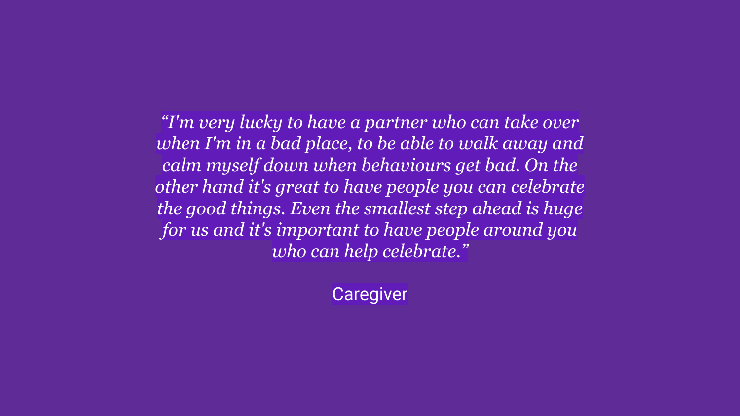*“I'm very lucky to have a partner who can take over when I'm in a bad place, to be able to walk away and calm myself down when behaviours get bad. On the other hand it's great to have people you can celebrate the good things. Even the smallest step ahead is huge for us and it's important to have people around you who can help celebrate.”*

Caregiver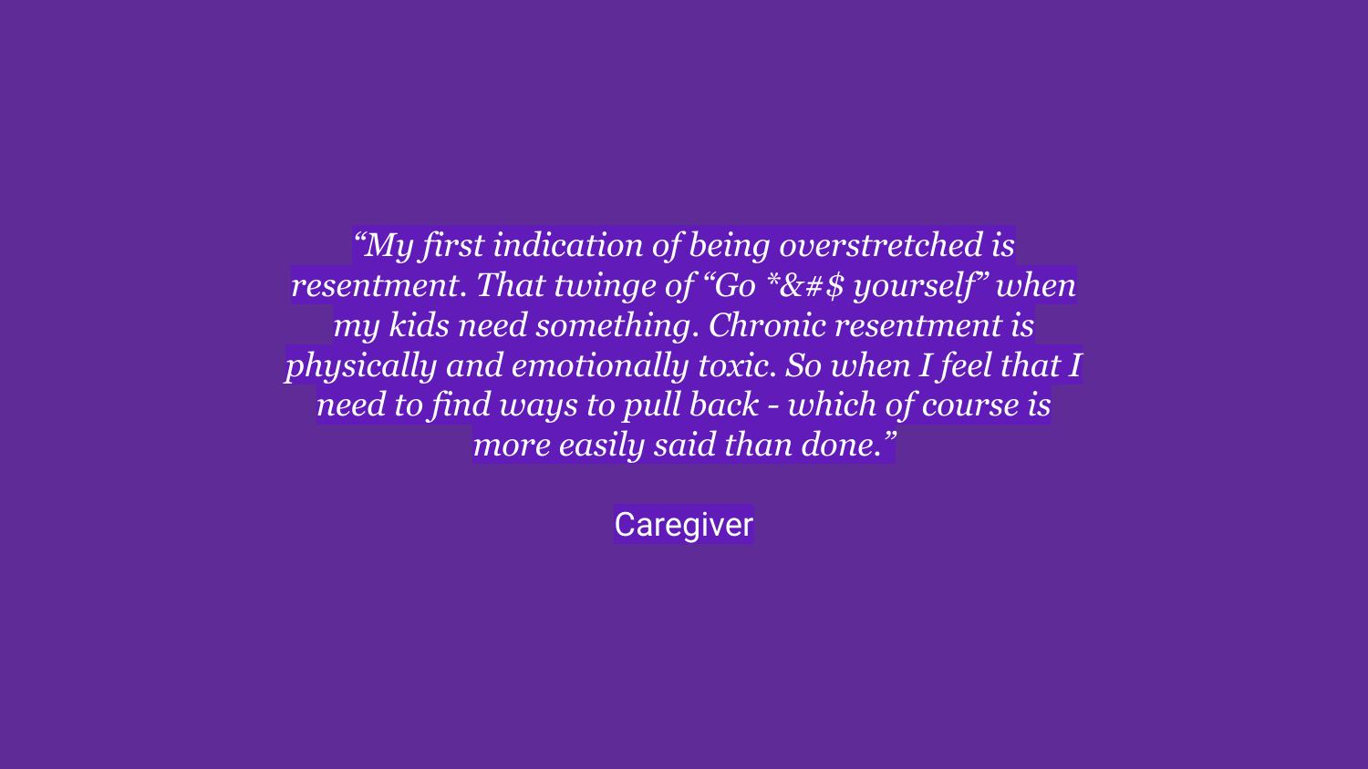*“My first indication of being overstretched is resentment. That twinge of “Go *&#$ yourself” when my kids need something. Chronic resentment is physically and emotionally toxic. So when I feel that I need to find ways to pull back - which of course is more easily said than done.”*

Caregiver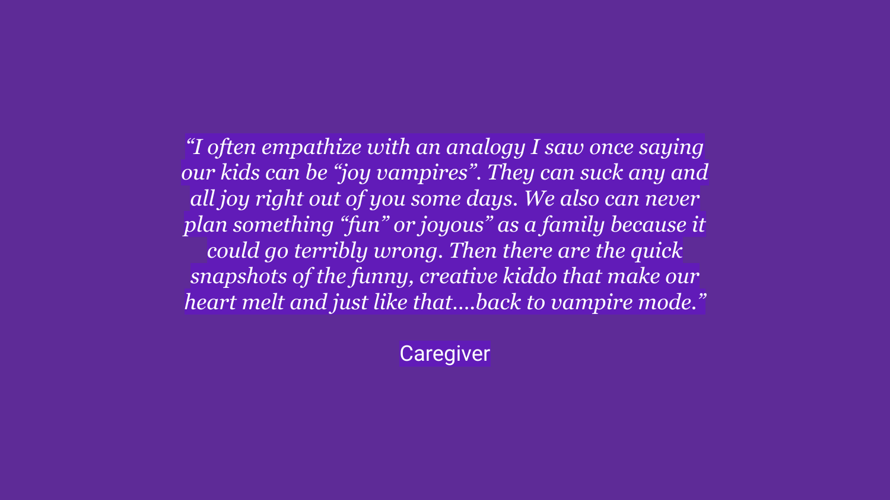*"I often empathize with an analogy I saw once saying our kids can be "joy vampires". They can suck any and all joy right out of you some days. We also can never plan something "fun" or joyous" as a family because it could go terribly wrong. Then there are the quick snapshots of the funny, creative kiddo that make our heart melt and just like that....back to vampire mode."*

Caregiver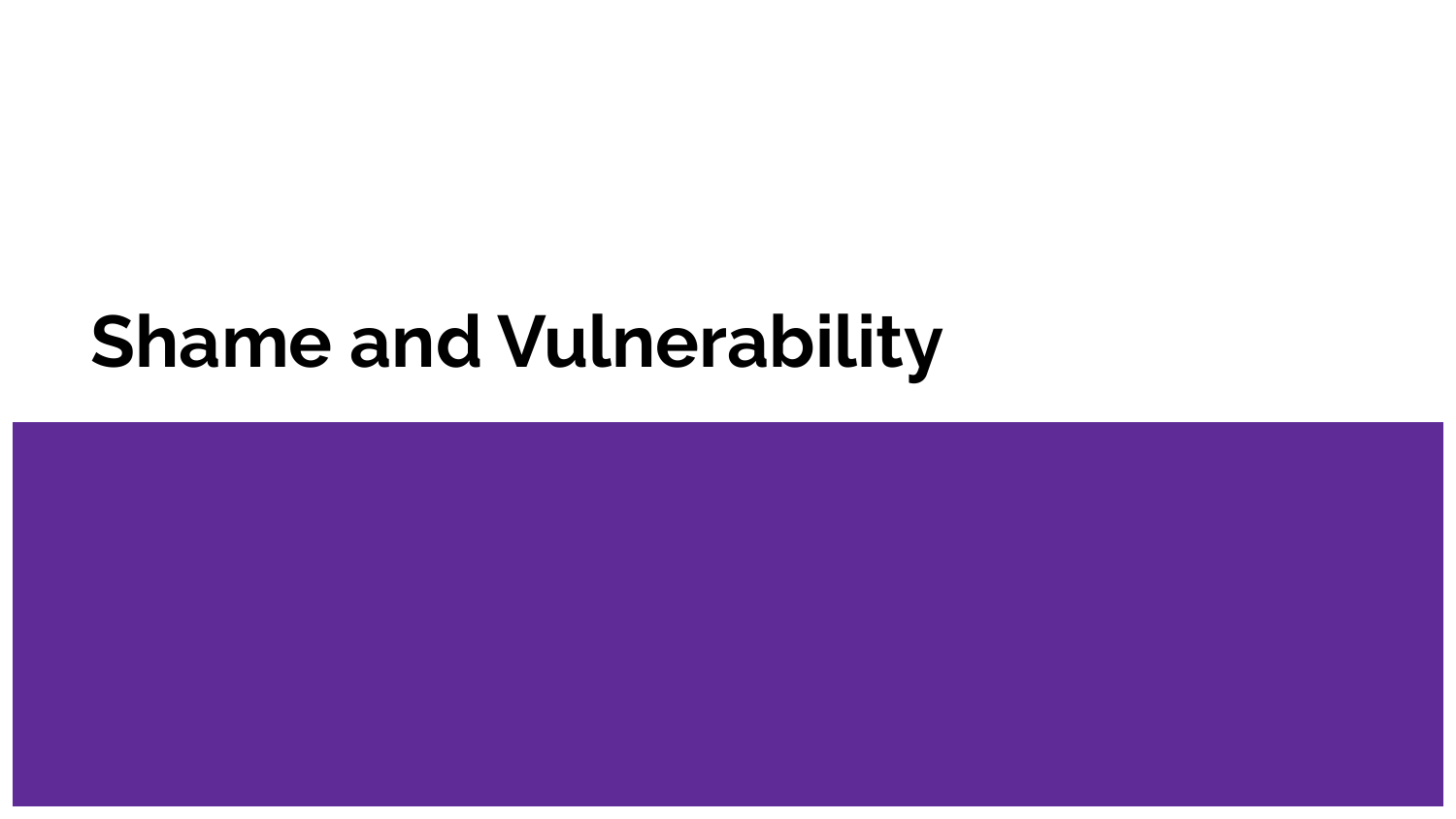# Shame and Vulnerability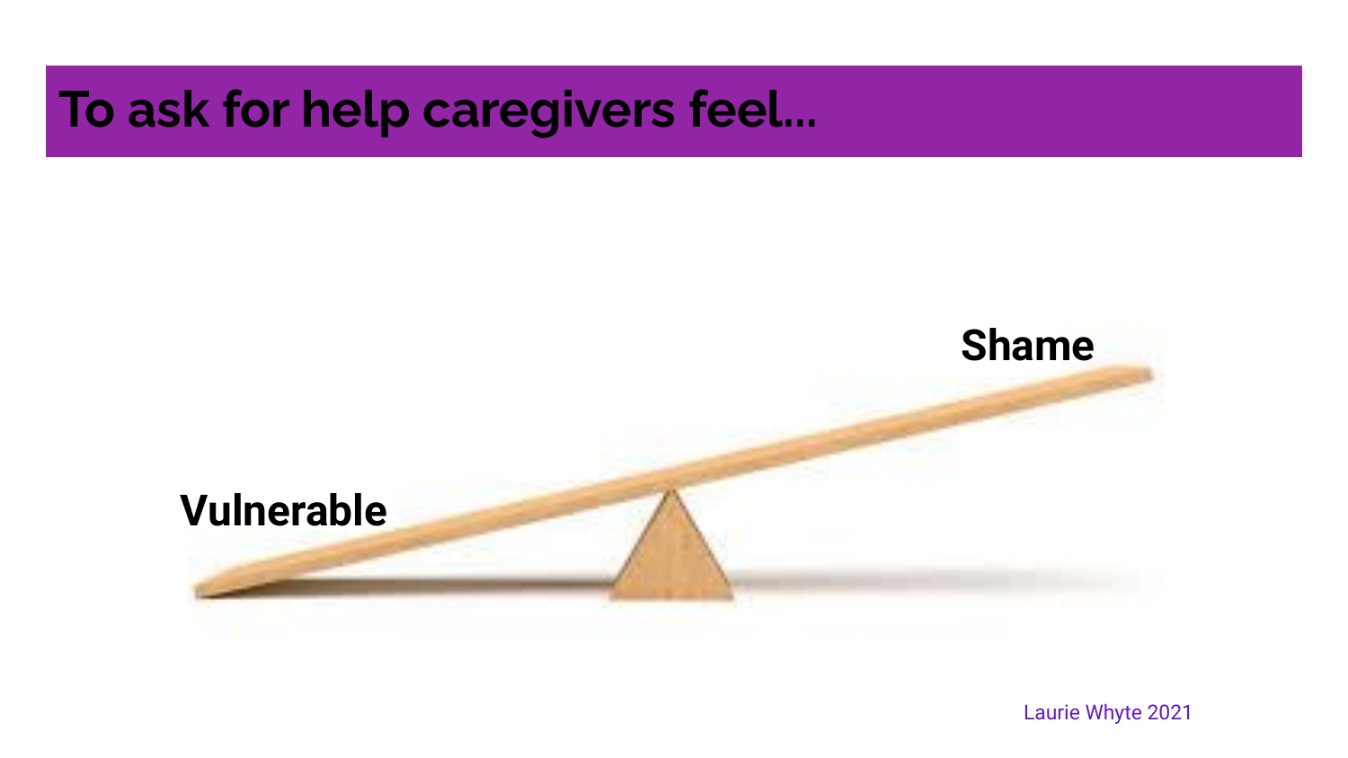# To ask for help caregivers feel...

Vulnerable

Shame

Laurie Whyte 2021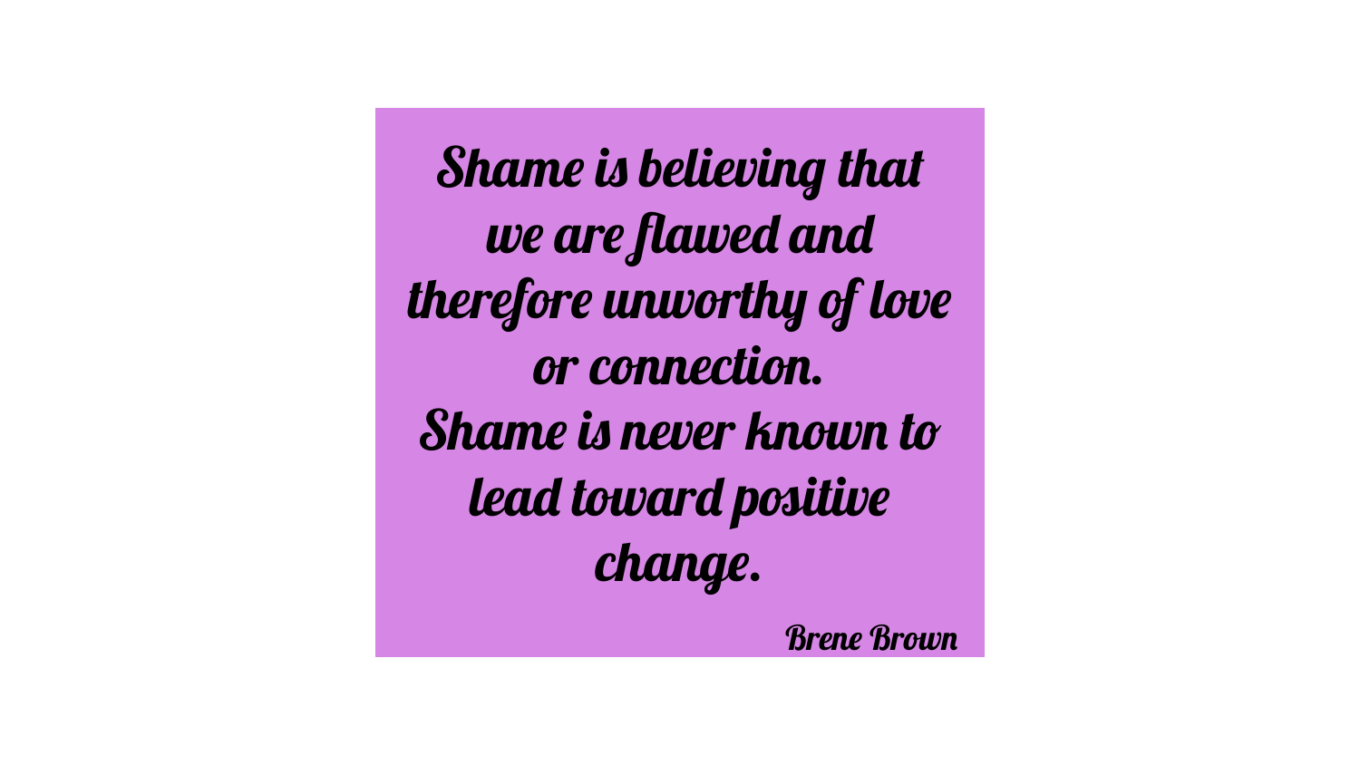*Shame is believing that we are flawed and therefore unworthy of love or connection.*
*Shame is never known to lead toward positive change.*

*Brene Brown*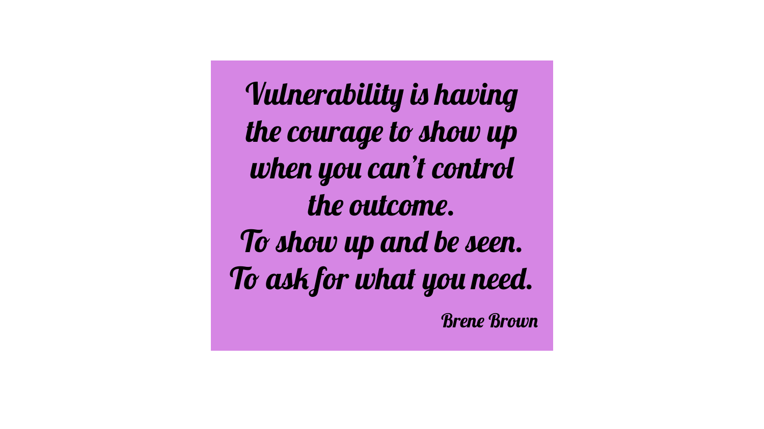*Vulnerability is having the courage to show up when you can't control the outcome.*
*To show up and be seen.*
*To ask for what you need.*

*Brene Brown*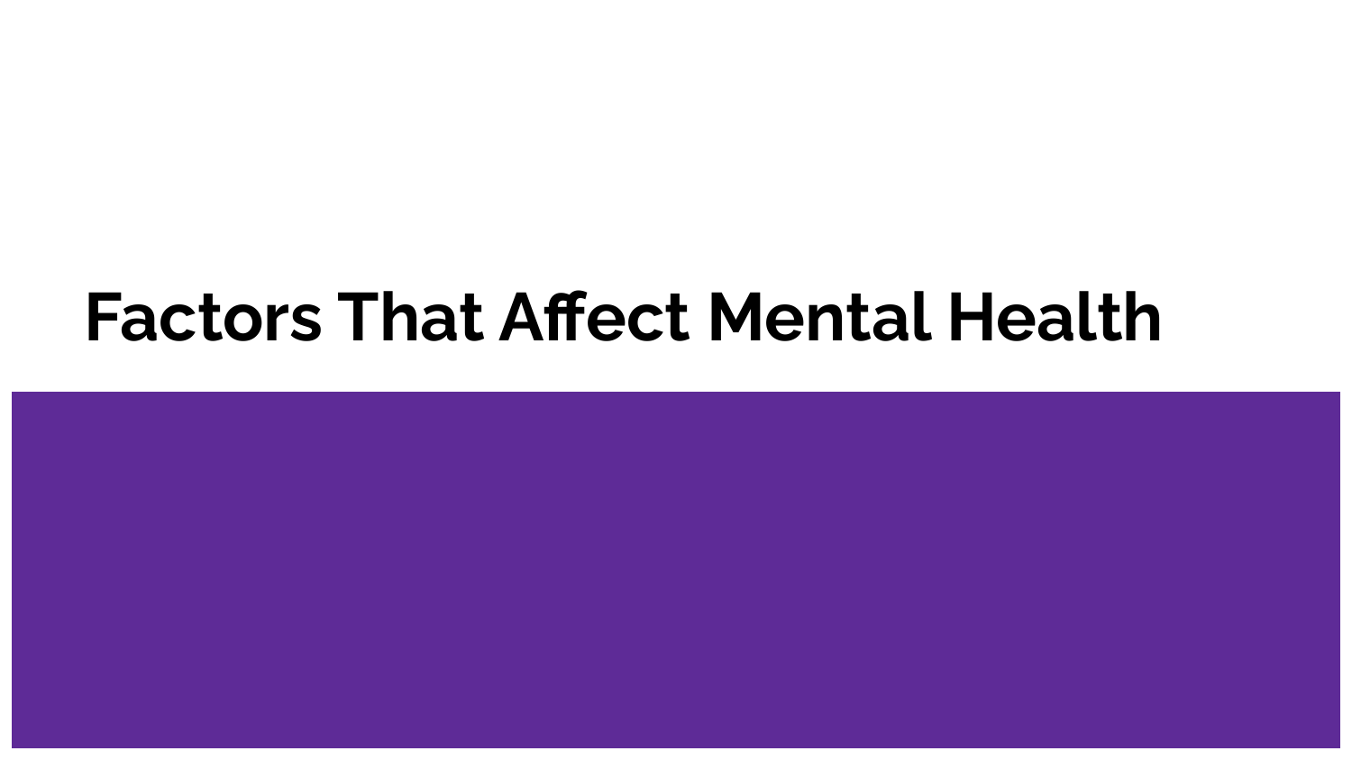# Factors That Affect Mental Health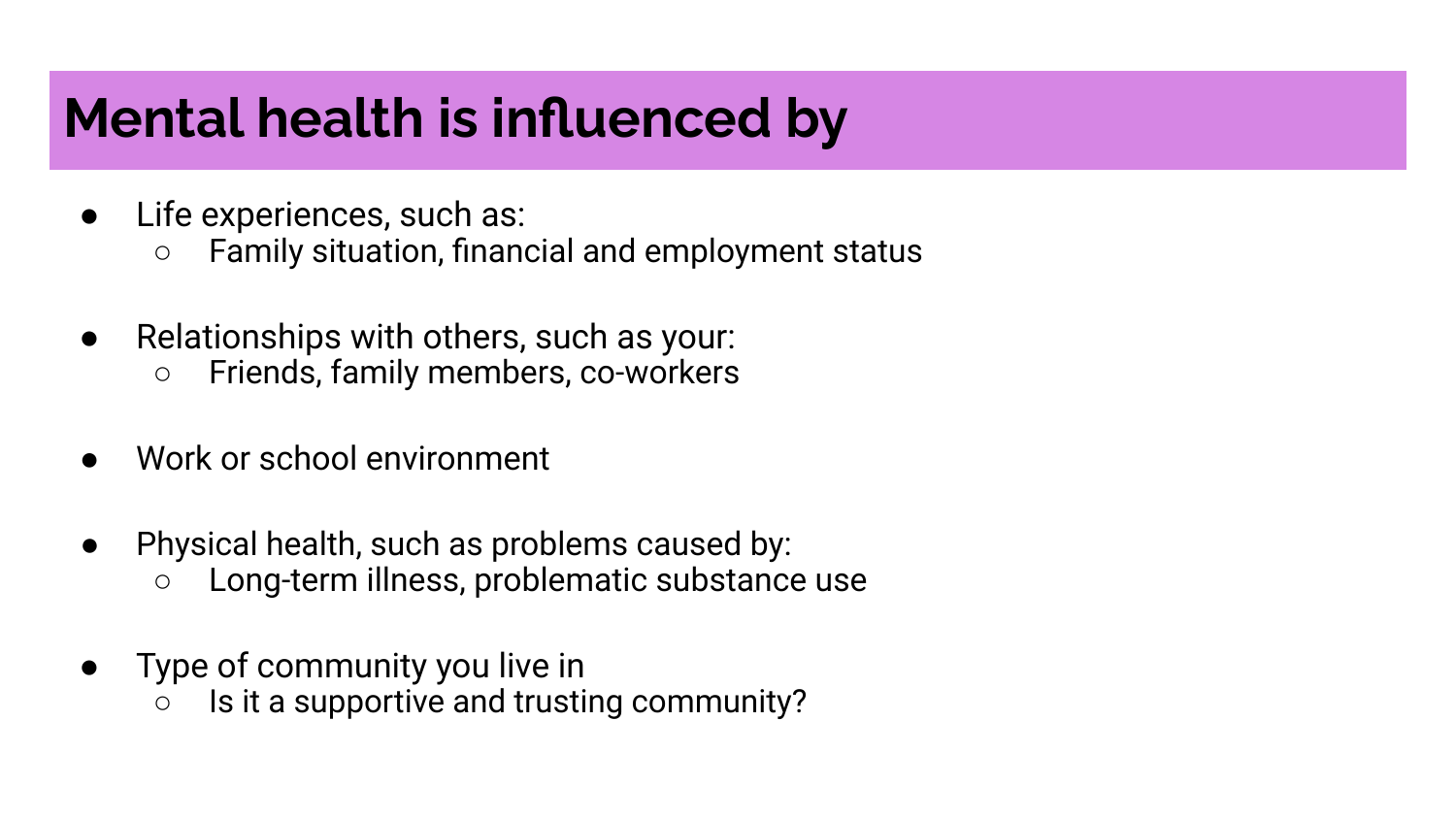# Mental health is influenced by

- Life experiences, such as:
  - Family situation, financial and employment status

- Relationships with others, such as your:
  - Friends, family members, co-workers

- Work or school environment

- Physical health, such as problems caused by:
  - Long-term illness, problematic substance use

- Type of community you live in
  - Is it a supportive and trusting community?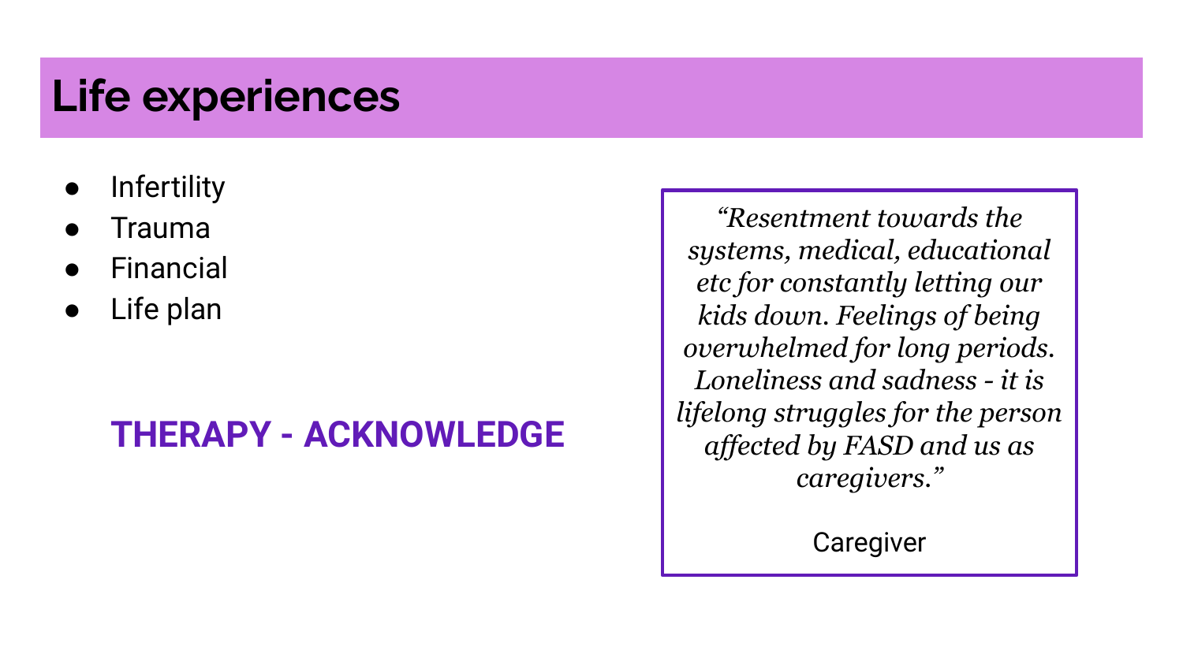# Life experiences

- Infertility
- Trauma
- Financial
- Life plan

**THERAPY - ACKNOWLEDGE**

> *"Resentment towards the systems, medical, educational etc for constantly letting our kids down. Feelings of being overwhelmed for long periods. Loneliness and sadness - it is lifelong struggles for the person affected by FASD and us as caregivers."*
>
> Caregiver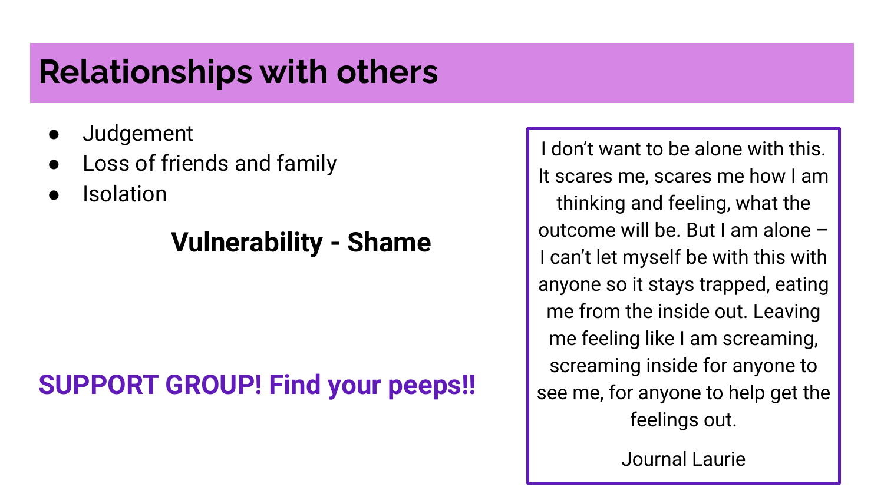# Relationships with others

- Judgement
- Loss of friends and family
- Isolation

**Vulnerability - Shame**

**SUPPORT GROUP! Find your peeps!!**

> I don't want to be alone with this. It scares me, scares me how I am thinking and feeling, what the outcome will be. But I am alone – I can't let myself be with this with anyone so it stays trapped, eating me from the inside out. Leaving me feeling like I am screaming, screaming inside for anyone to see me, for anyone to help get the feelings out.
>
> Journal Laurie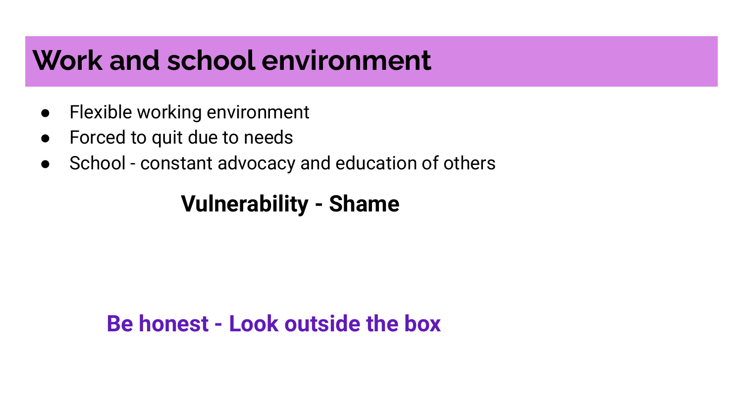# Work and school environment

- Flexible working environment
- Forced to quit due to needs
- School - constant advocacy and education of others

**Vulnerability - Shame**

**Be honest - Look outside the box**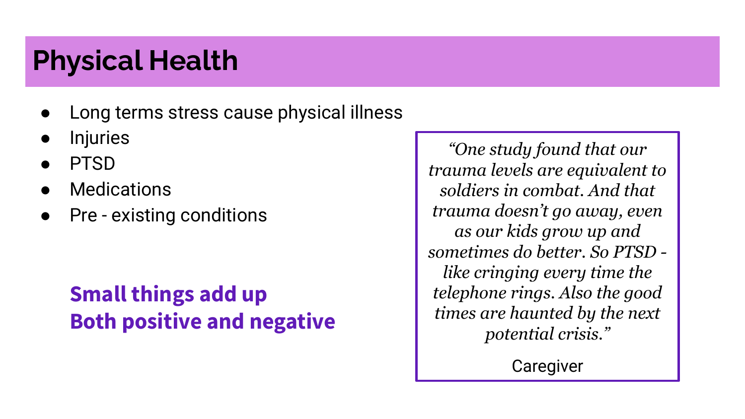# Physical Health

- Long terms stress cause physical illness
- Injuries
- PTSD
- Medications
- Pre - existing conditions

**Small things add up**
**Both positive and negative**

> *"One study found that our trauma levels are equivalent to soldiers in combat. And that trauma doesn't go away, even as our kids grow up and sometimes do better. So PTSD - like cringing every time the telephone rings. Also the good times are haunted by the next potential crisis."*
>
> Caregiver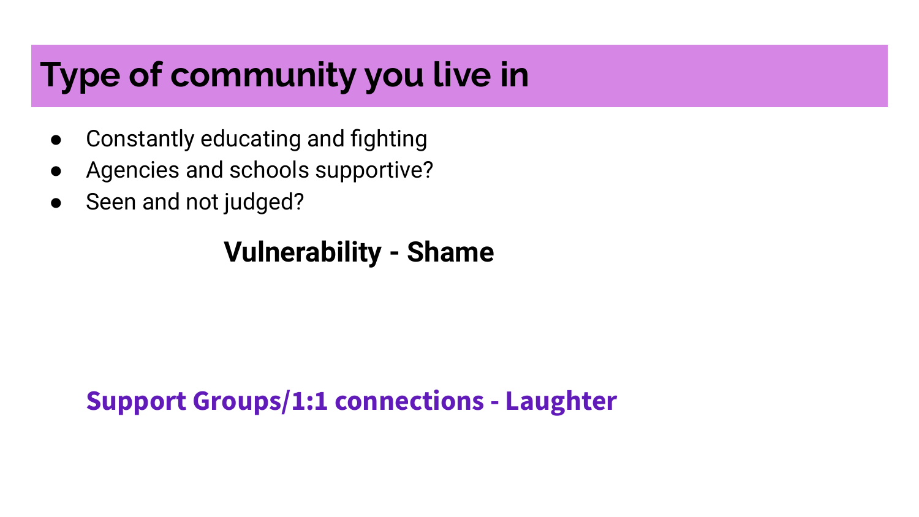# Type of community you live in

- Constantly educating and fighting
- Agencies and schools supportive?
- Seen and not judged?

**Vulnerability - Shame**

**Support Groups/1:1 connections - Laughter**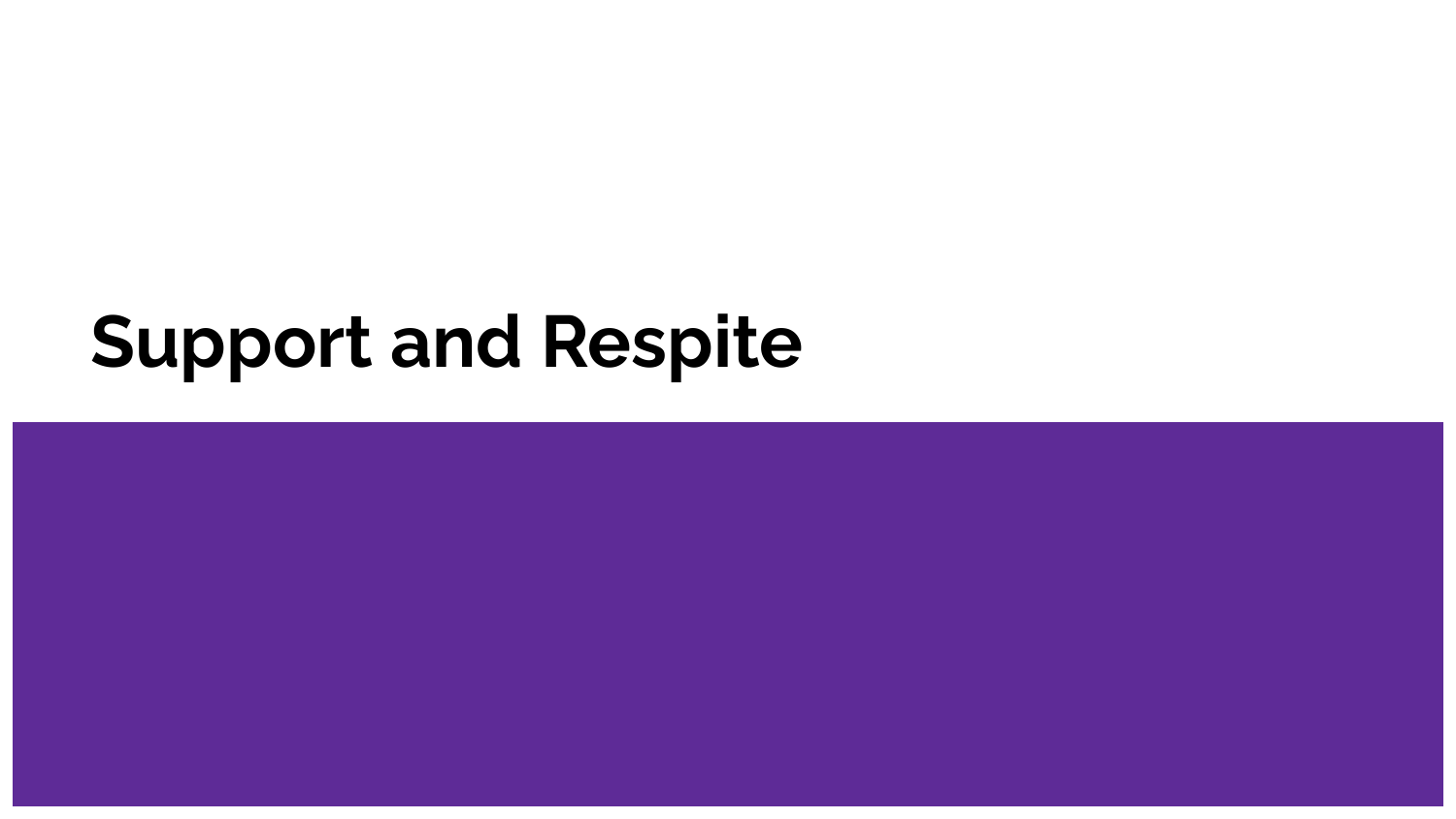# Support and Respite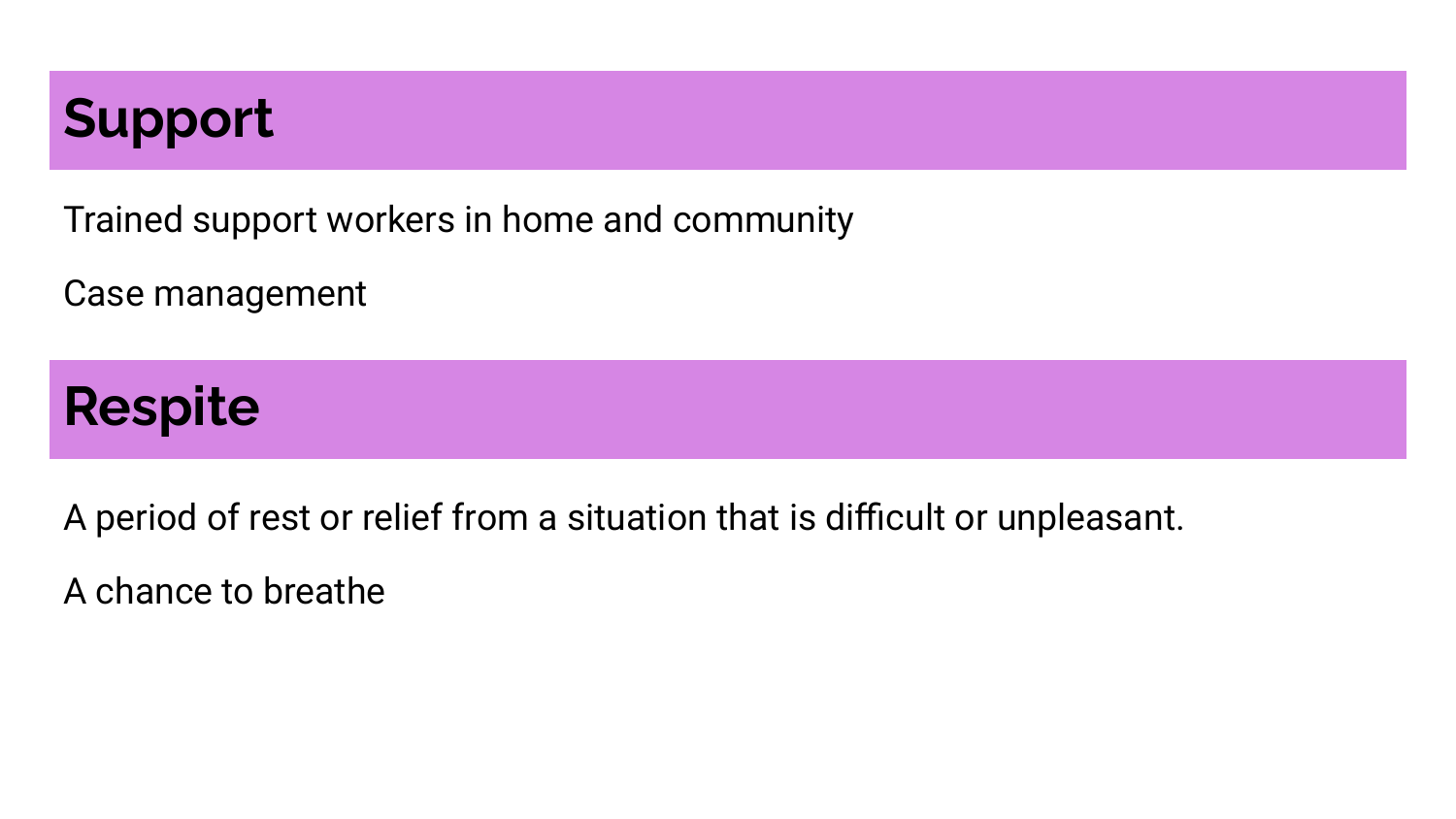## Support

Trained support workers in home and community

Case management

## Respite

A period of rest or relief from a situation that is difficult or unpleasant.

A chance to breathe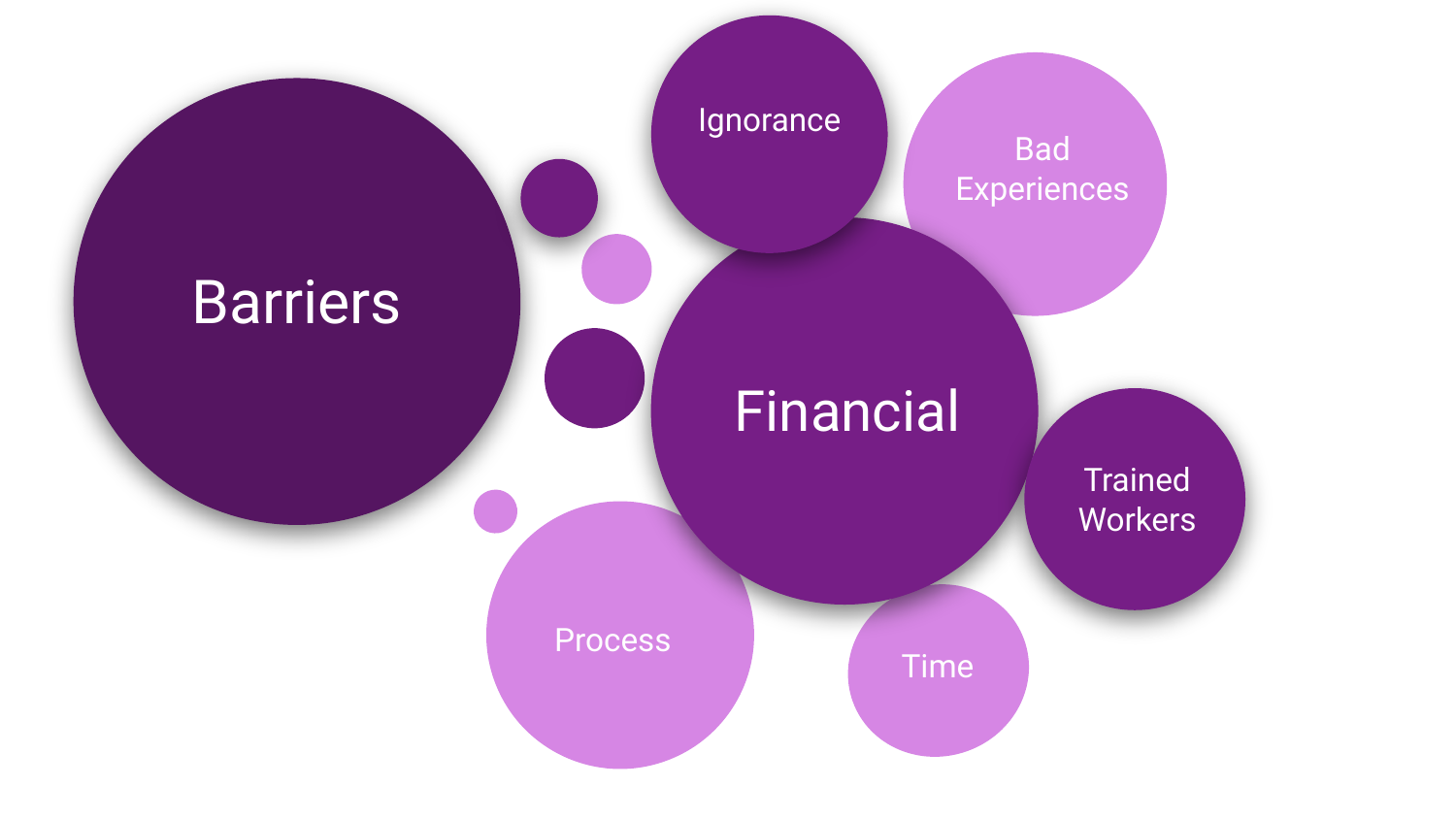# Barriers

- Financial
- Ignorance
- Bad Experiences
- Trained Workers
- Time
- Process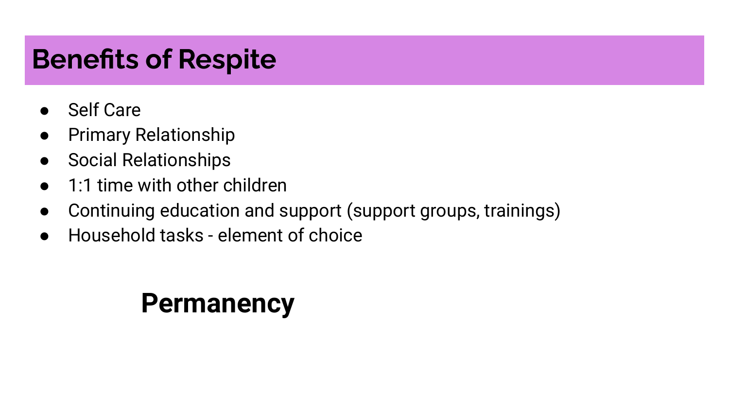# Benefits of Respite

- Self Care
- Primary Relationship
- Social Relationships
- 1:1 time with other children
- Continuing education and support (support groups, trainings)
- Household tasks - element of choice

**Permanency**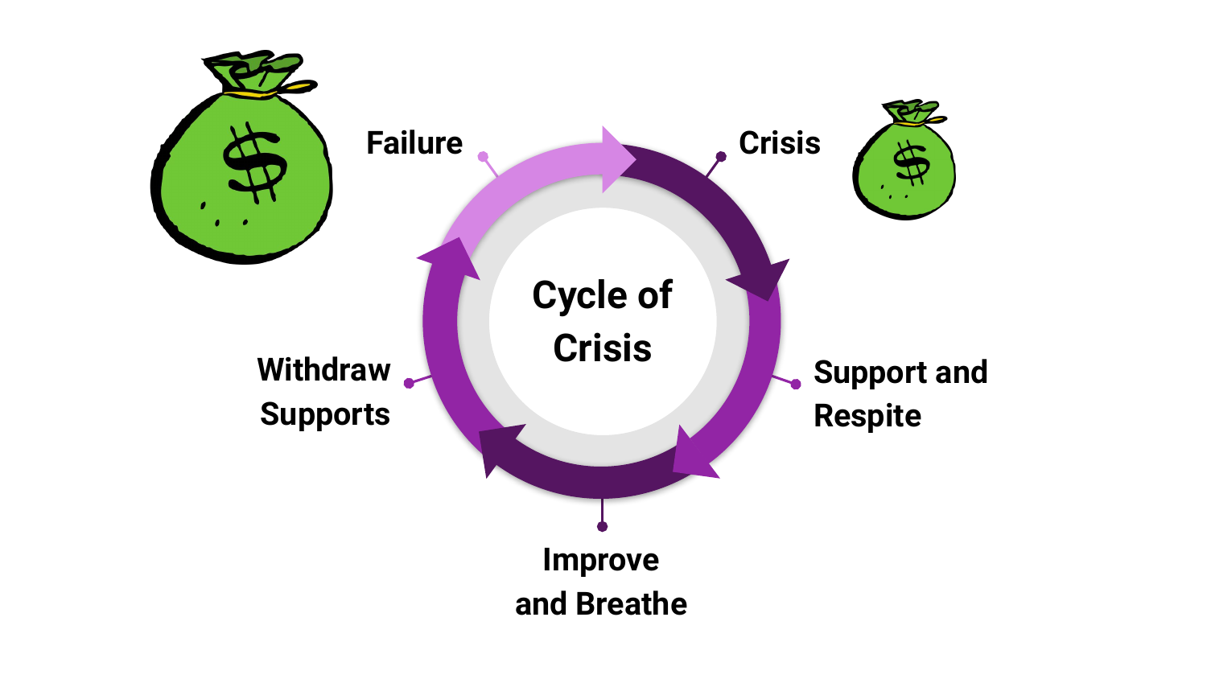# Cycle of Crisis

- Crisis
- Support and Respite
- Improve and Breathe
- Withdraw Supports
- Failure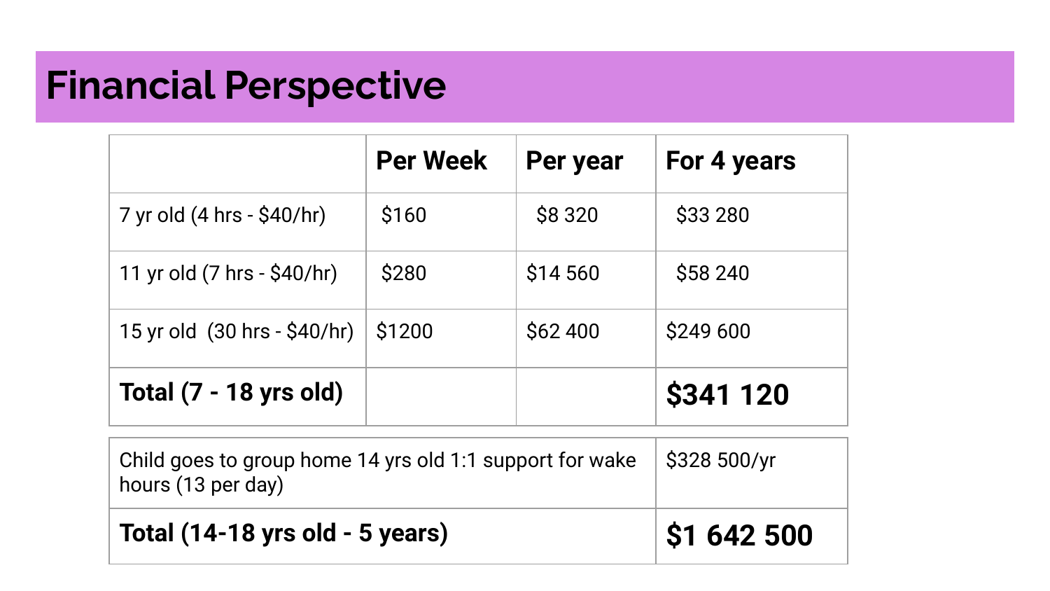# Financial Perspective

| | Per Week | Per year | For 4 years |
|---|---|---|---|
| 7 yr old (4 hrs - $40/hr) | $160 | $8 320 | $33 280 |
| 11 yr old (7 hrs - $40/hr) | $280 | $14 560 | $58 240 |
| 15 yr old (30 hrs - $40/hr) | $1200 | $62 400 | $249 600 |
| **Total (7 - 18 yrs old)** | | | **$341 120** |

| | |
|---|---|
| Child goes to group home 14 yrs old 1:1 support for wake hours (13 per day) | $328 500/yr |
| **Total (14-18 yrs old - 5 years)** | **$1 642 500** |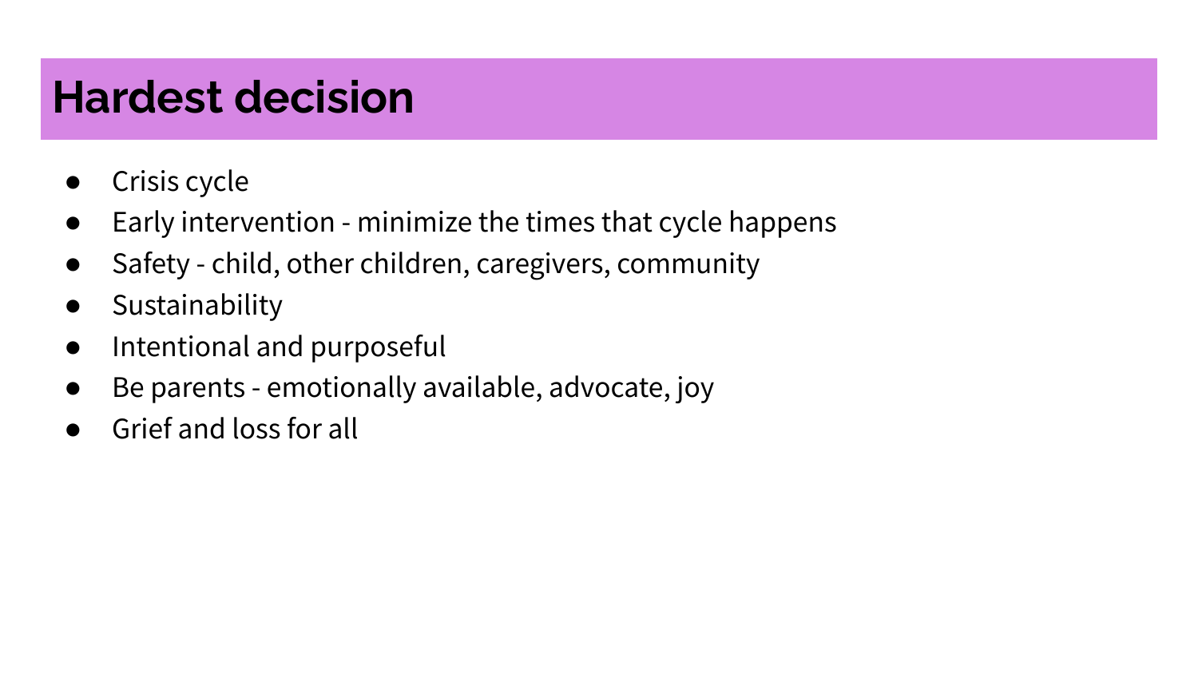# Hardest decision

- Crisis cycle
- Early intervention - minimize the times that cycle happens
- Safety - child, other children, caregivers, community
- Sustainability
- Intentional and purposeful
- Be parents - emotionally available, advocate, joy
- Grief and loss for all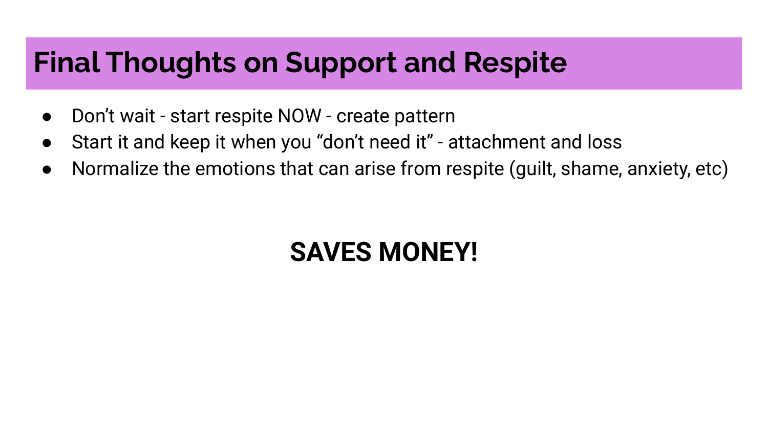# Final Thoughts on Support and Respite

- Don't wait - start respite NOW - create pattern
- Start it and keep it when you "don't need it" - attachment and loss
- Normalize the emotions that can arise from respite (guilt, shame, anxiety, etc)

**SAVES MONEY!**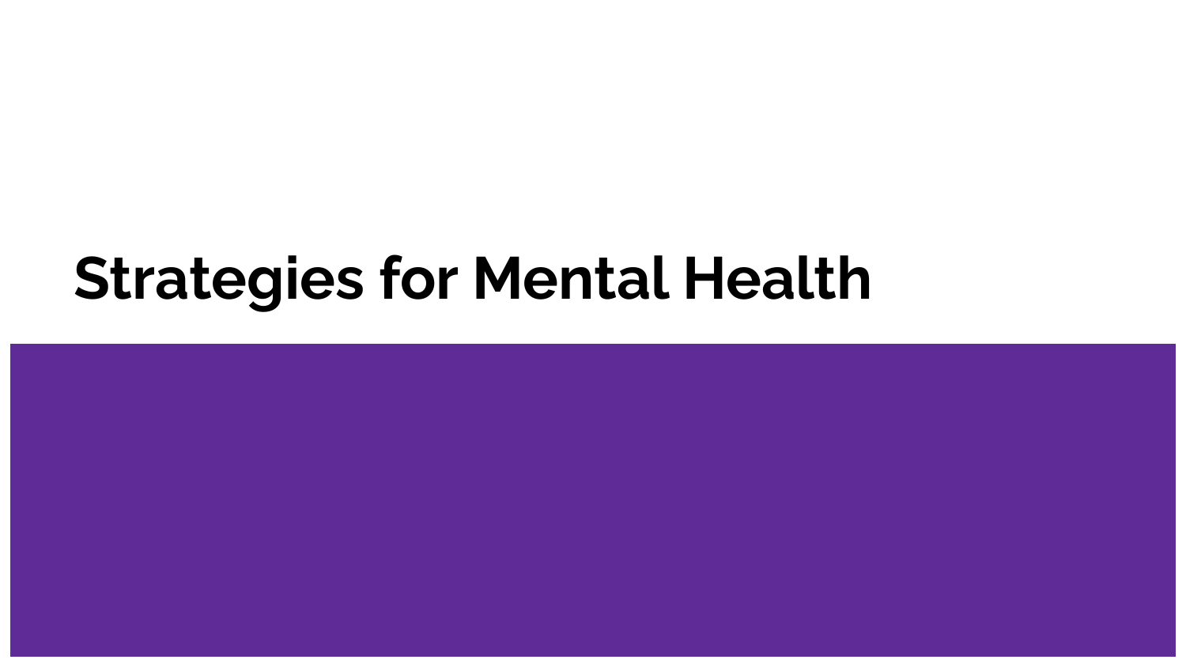# Strategies for Mental Health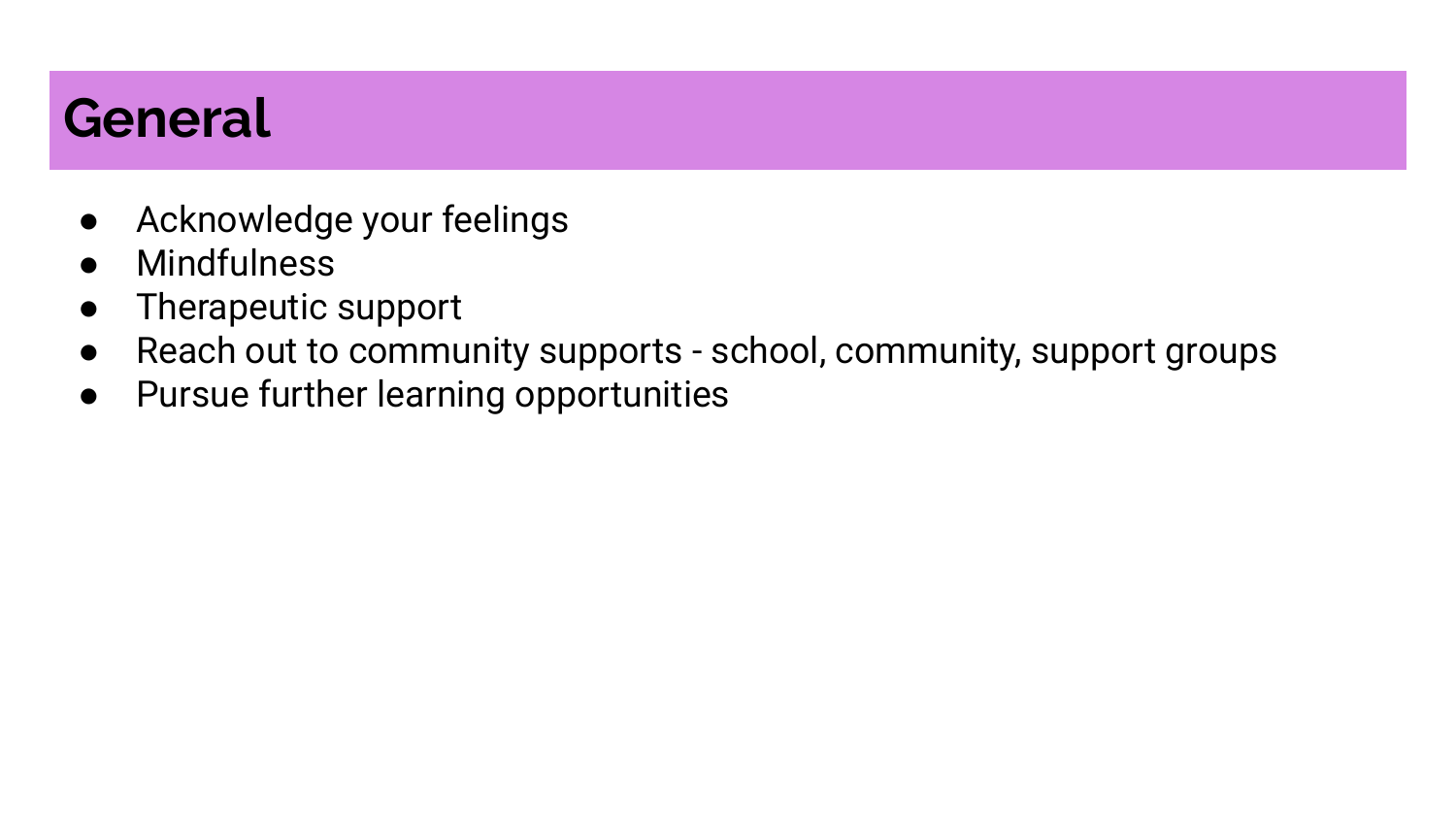# General

- Acknowledge your feelings
- Mindfulness
- Therapeutic support
- Reach out to community supports - school, community, support groups
- Pursue further learning opportunities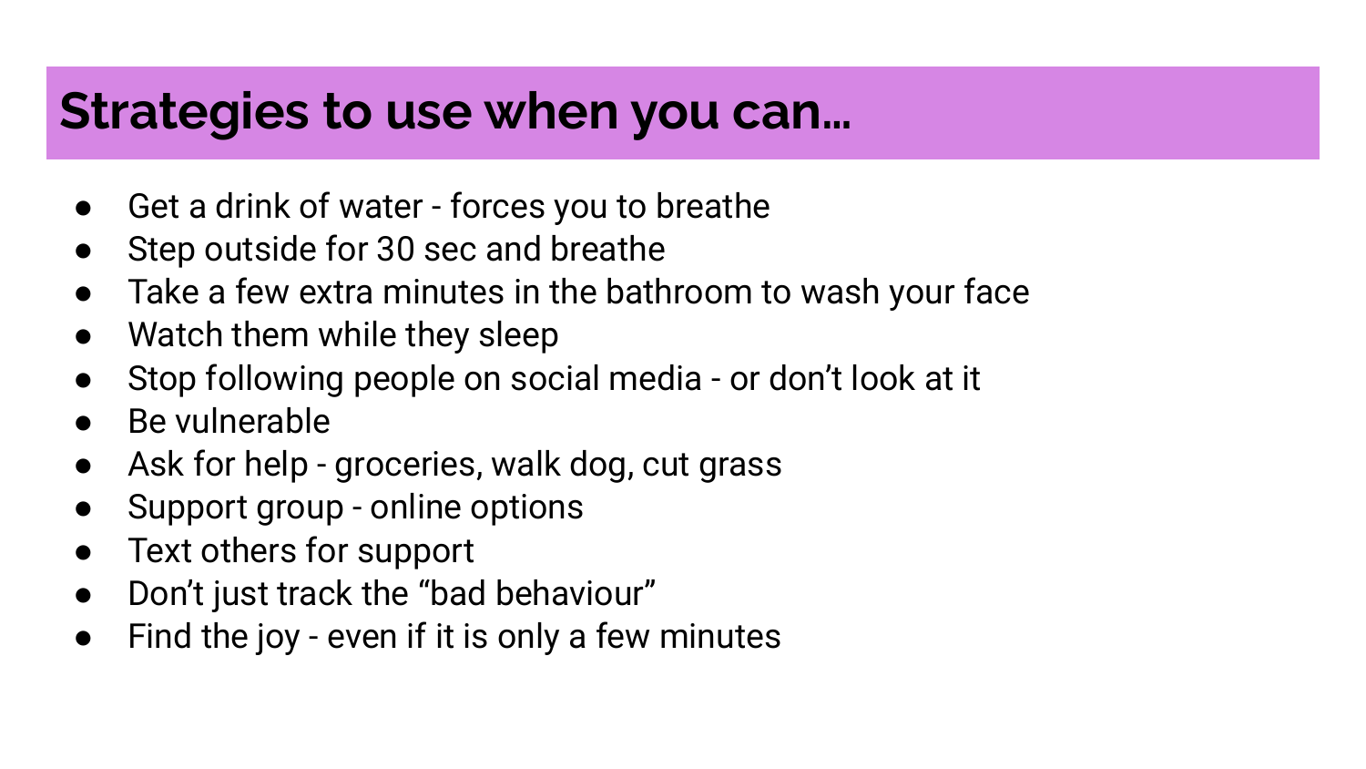# Strategies to use when you can…

- Get a drink of water - forces you to breathe
- Step outside for 30 sec and breathe
- Take a few extra minutes in the bathroom to wash your face
- Watch them while they sleep
- Stop following people on social media - or don't look at it
- Be vulnerable
- Ask for help - groceries, walk dog, cut grass
- Support group - online options
- Text others for support
- Don't just track the "bad behaviour"
- Find the joy - even if it is only a few minutes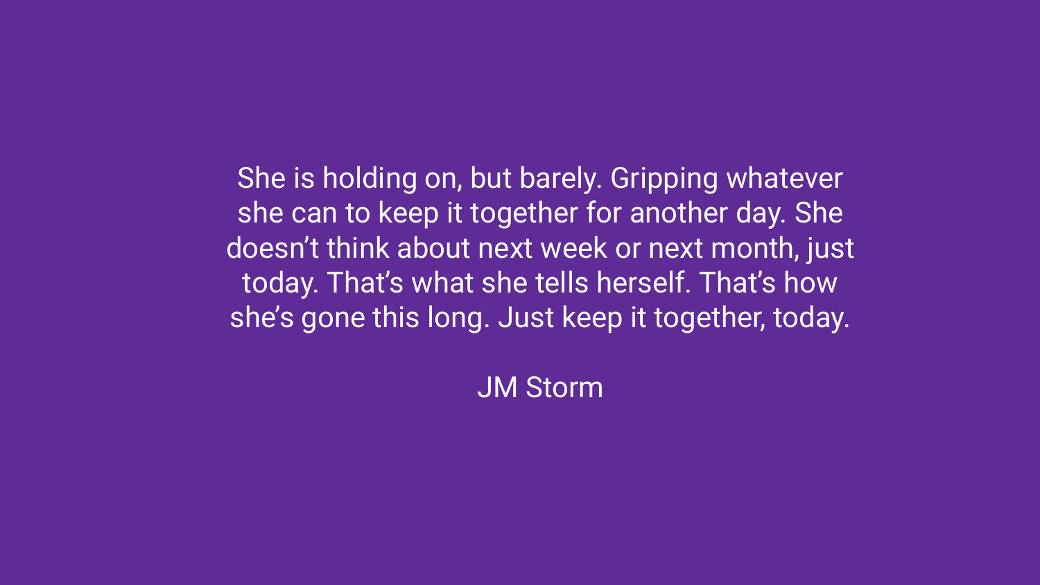She is holding on, but barely. Gripping whatever she can to keep it together for another day. She doesn’t think about next week or next month, just today. That’s what she tells herself. That’s how she’s gone this long. Just keep it together, today.

JM Storm